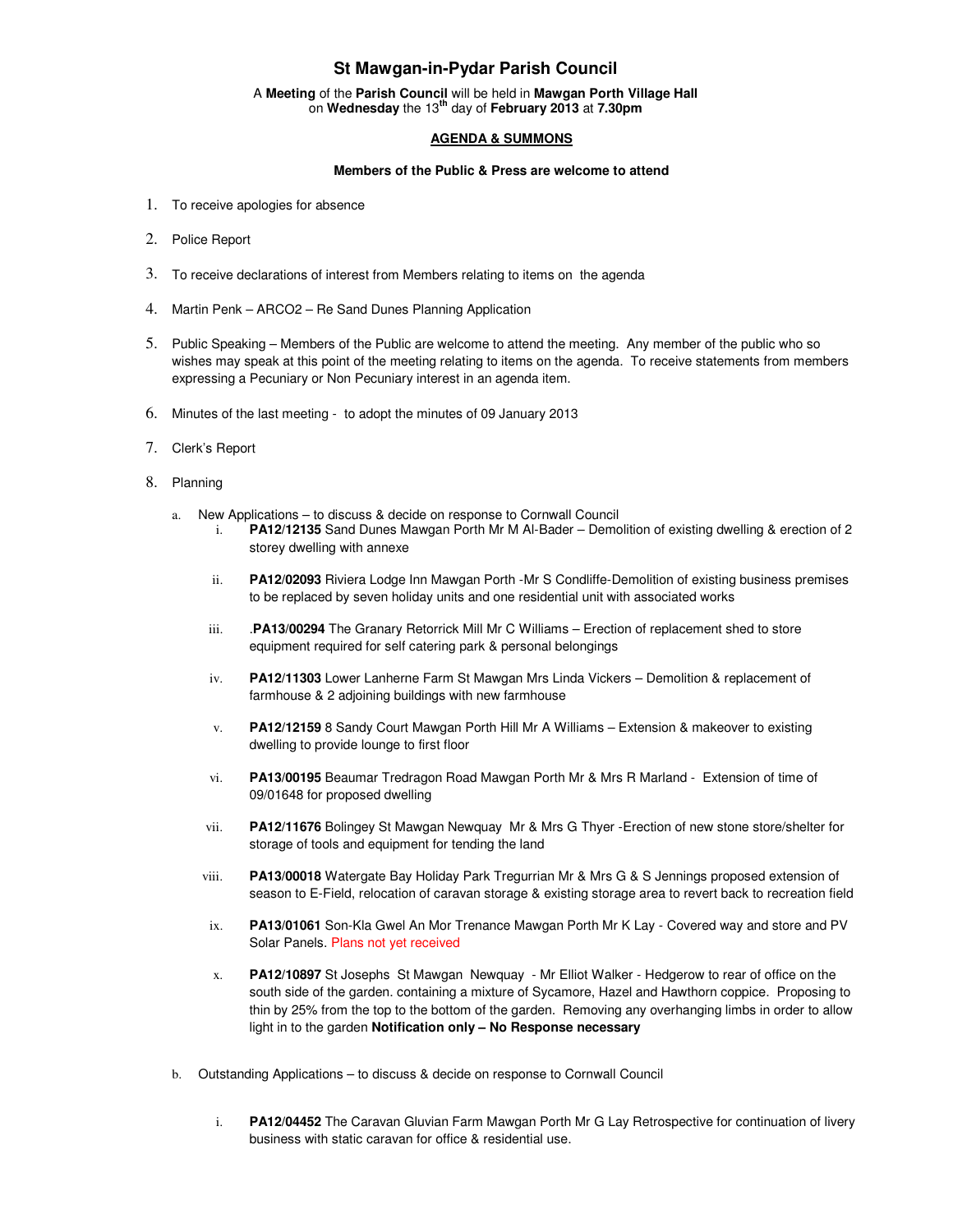# St Mawgan-in-Pydar Parish Council

A **Meeting** of the **Parish Council** will be held in **Mawgan Porth Village Hall** on **Wednesday** the 13th day of **February 2013** at **7.30pm**

## AGENDA & SUMMONS

**Members of the Public & Press are welcome to attend**

1. To receive apologies for absence
2. Police Report
3. To receive declarations of interest from Members relating to items on the agenda
4. Martin Penk – ARCO2 – Re Sand Dunes Planning Application
5. Public Speaking – Members of the Public are welcome to attend the meeting. Any member of the public who so wishes may speak at this point of the meeting relating to items on the agenda. To receive statements from members expressing a Pecuniary or Non Pecuniary interest in an agenda item.
6. Minutes of the last meeting - to adopt the minutes of 09 January 2013
7. Clerk's Report
8. Planning

   a. New Applications – to discuss & decide on response to Cornwall Council

      i. **PA12/12135** Sand Dunes Mawgan Porth Mr M Al-Bader – Demolition of existing dwelling & erection of 2 storey dwelling with annexe

      ii. **PA12/02093** Riviera Lodge Inn Mawgan Porth -Mr S Condliffe-Demolition of existing business premises to be replaced by seven holiday units and one residential unit with associated works

      iii. .**PA13/00294** The Granary Retorrick Mill Mr C Williams – Erection of replacement shed to store equipment required for self catering park & personal belongings

      iv. **PA12/11303** Lower Lanherne Farm St Mawgan Mrs Linda Vickers – Demolition & replacement of farmhouse & 2 adjoining buildings with new farmhouse

      v. **PA12/12159** 8 Sandy Court Mawgan Porth Hill Mr A Williams – Extension & makeover to existing dwelling to provide lounge to first floor

      vi. **PA13/00195** Beaumar Tredragon Road Mawgan Porth Mr & Mrs R Marland - Extension of time of 09/01648 for proposed dwelling

      vii. **PA12/11676** Bolingey St Mawgan Newquay Mr & Mrs G Thyer -Erection of new stone store/shelter for storage of tools and equipment for tending the land

      viii. **PA13/00018** Watergate Bay Holiday Park Tregurrian Mr & Mrs G & S Jennings proposed extension of season to E-Field, relocation of caravan storage & existing storage area to revert back to recreation field

      ix. **PA13/01061** Son-Kla Gwel An Mor Trenance Mawgan Porth Mr K Lay - Covered way and store and PV Solar Panels. Plans not yet received

      x. **PA12/10897** St Josephs St Mawgan Newquay - Mr Elliot Walker - Hedgerow to rear of office on the south side of the garden. containing a mixture of Sycamore, Hazel and Hawthorn coppice. Proposing to thin by 25% from the top to the bottom of the garden. Removing any overhanging limbs in order to allow light in to the garden **Notification only – No Response necessary**

   b. Outstanding Applications – to discuss & decide on response to Cornwall Council

      i. **PA12/04452** The Caravan Gluvian Farm Mawgan Porth Mr G Lay Retrospective for continuation of livery business with static caravan for office & residential use.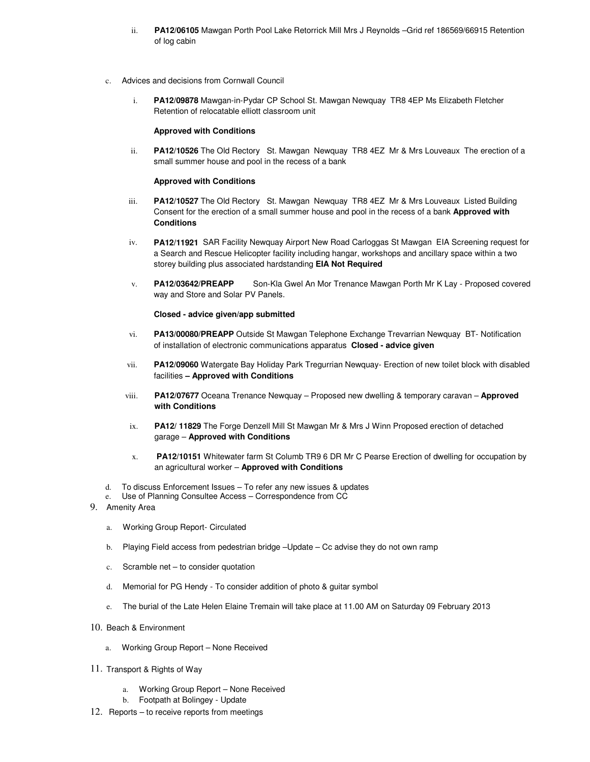ii. **PA12/06105** Mawgan Porth Pool Lake Retorrick Mill Mrs J Reynolds –Grid ref 186569/66915 Retention of log cabin

c. Advices and decisions from Cornwall Council

   i. **PA12/09878** Mawgan-in-Pydar CP School St. Mawgan Newquay TR8 4EP Ms Elizabeth Fletcher Retention of relocatable elliott classroom unit

      **Approved with Conditions**

   ii. **PA12/10526** The Old Rectory St. Mawgan Newquay TR8 4EZ Mr & Mrs Louveaux The erection of a small summer house and pool in the recess of a bank

      **Approved with Conditions**

   iii. **PA12/10527** The Old Rectory St. Mawgan Newquay TR8 4EZ Mr & Mrs Louveaux Listed Building Consent for the erection of a small summer house and pool in the recess of a bank **Approved with Conditions**

   iv. **PA12/11921** SAR Facility Newquay Airport New Road Carloggas St Mawgan EIA Screening request for a Search and Rescue Helicopter facility including hangar, workshops and ancillary space within a two storey building plus associated hardstanding **EIA Not Required**

   v. **PA12/03642/PREAPP** Son-Kla Gwel An Mor Trenance Mawgan Porth Mr K Lay - Proposed covered way and Store and Solar PV Panels.

      **Closed - advice given/app submitted**

   vi. **PA13/00080/PREAPP** Outside St Mawgan Telephone Exchange Trevarrian Newquay BT- Notification of installation of electronic communications apparatus **Closed - advice given**

   vii. **PA12/09060** Watergate Bay Holiday Park Tregurrian Newquay- Erection of new toilet block with disabled facilities **– Approved with Conditions**

   viii. **PA12/07677** Oceana Trenance Newquay – Proposed new dwelling & temporary caravan – **Approved with Conditions**

   ix. **PA12/ 11829** The Forge Denzell Mill St Mawgan Mr & Mrs J Winn Proposed erection of detached garage – **Approved with Conditions**

   x. **PA12/10151** Whitewater farm St Columb TR9 6 DR Mr C Pearse Erection of dwelling for occupation by an agricultural worker – **Approved with Conditions**

d. To discuss Enforcement Issues – To refer any new issues & updates

e. Use of Planning Consultee Access – Correspondence from CC

9. Amenity Area

   a. Working Group Report- Circulated

   b. Playing Field access from pedestrian bridge –Update – Cc advise they do not own ramp

   c. Scramble net – to consider quotation

   d. Memorial for PG Hendy - To consider addition of photo & guitar symbol

   e. The burial of the Late Helen Elaine Tremain will take place at 11.00 AM on Saturday 09 February 2013

10. Beach & Environment

   a. Working Group Report – None Received

11. Transport & Rights of Way

   a. Working Group Report – None Received

   b. Footpath at Bolingey - Update

12. Reports – to receive reports from meetings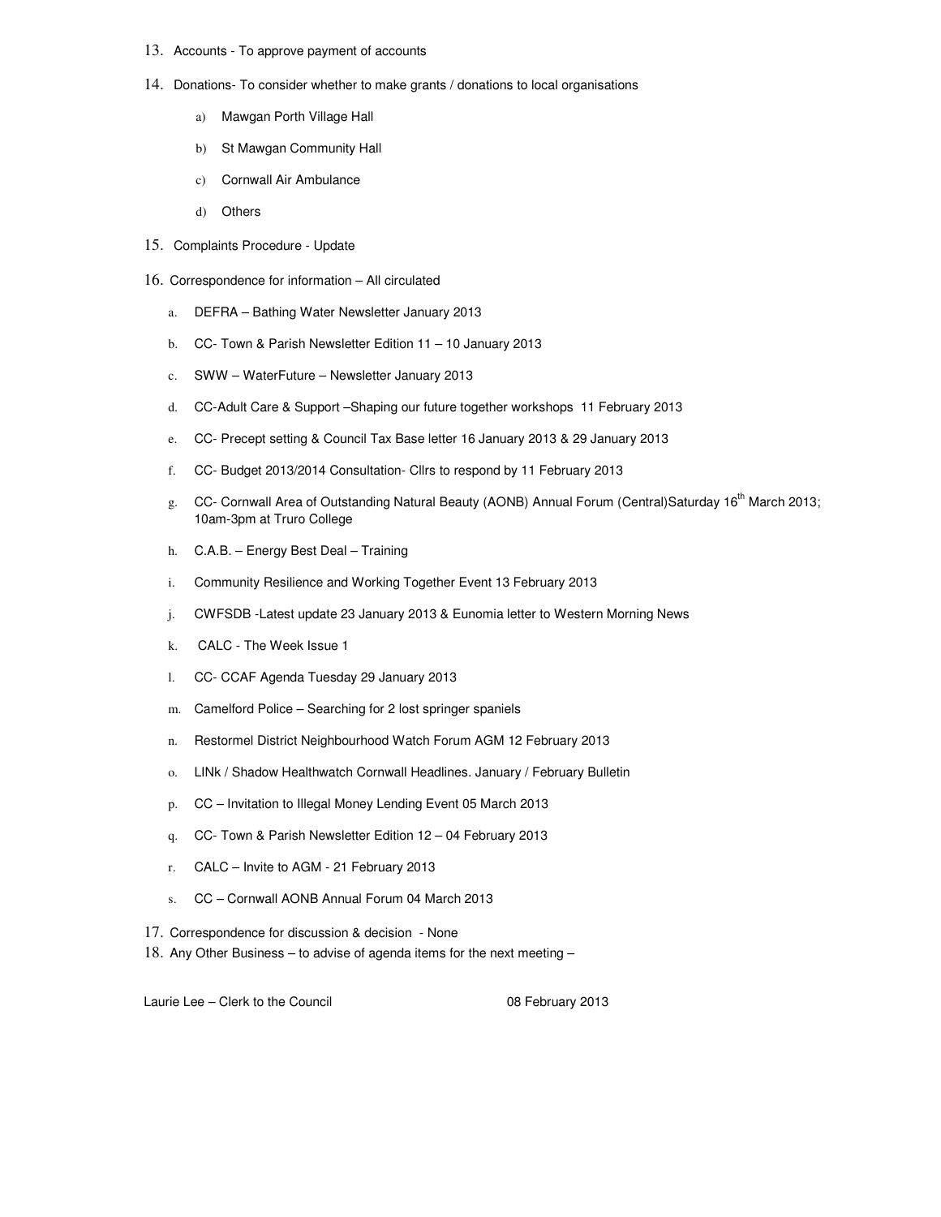13. Accounts - To approve payment of accounts
14. Donations- To consider whether to make grants / donations to local organisations
    a) Mawgan Porth Village Hall
    b) St Mawgan Community Hall
    c) Cornwall Air Ambulance
    d) Others
15. Complaints Procedure - Update
16. Correspondence for information – All circulated
    a. DEFRA – Bathing Water Newsletter January 2013
    b. CC- Town & Parish Newsletter Edition 11 – 10 January 2013
    c. SWW – WaterFuture – Newsletter January 2013
    d. CC-Adult Care & Support –Shaping our future together workshops 11 February 2013
    e. CC- Precept setting & Council Tax Base letter 16 January 2013 & 29 January 2013
    f. CC- Budget 2013/2014 Consultation- Cllrs to respond by 11 February 2013
    g. CC- Cornwall Area of Outstanding Natural Beauty (AONB) Annual Forum (Central)Saturday 16th March 2013; 10am-3pm at Truro College
    h. C.A.B. – Energy Best Deal – Training
    i. Community Resilience and Working Together Event 13 February 2013
    j. CWFSDB -Latest update 23 January 2013 & Eunomia letter to Western Morning News
    k. CALC - The Week Issue 1
    l. CC- CCAF Agenda Tuesday 29 January 2013
    m. Camelford Police – Searching for 2 lost springer spaniels
    n. Restormel District Neighbourhood Watch Forum AGM 12 February 2013
    o. LINk / Shadow Healthwatch Cornwall Headlines. January / February Bulletin
    p. CC – Invitation to Illegal Money Lending Event 05 March 2013
    q. CC- Town & Parish Newsletter Edition 12 – 04 February 2013
    r. CALC – Invite to AGM - 21 February 2013
    s. CC – Cornwall AONB Annual Forum 04 March 2013
17. Correspondence for discussion & decision - None
18. Any Other Business – to advise of agenda items for the next meeting –

Laurie Lee – Clerk to the Council 08 February 2013